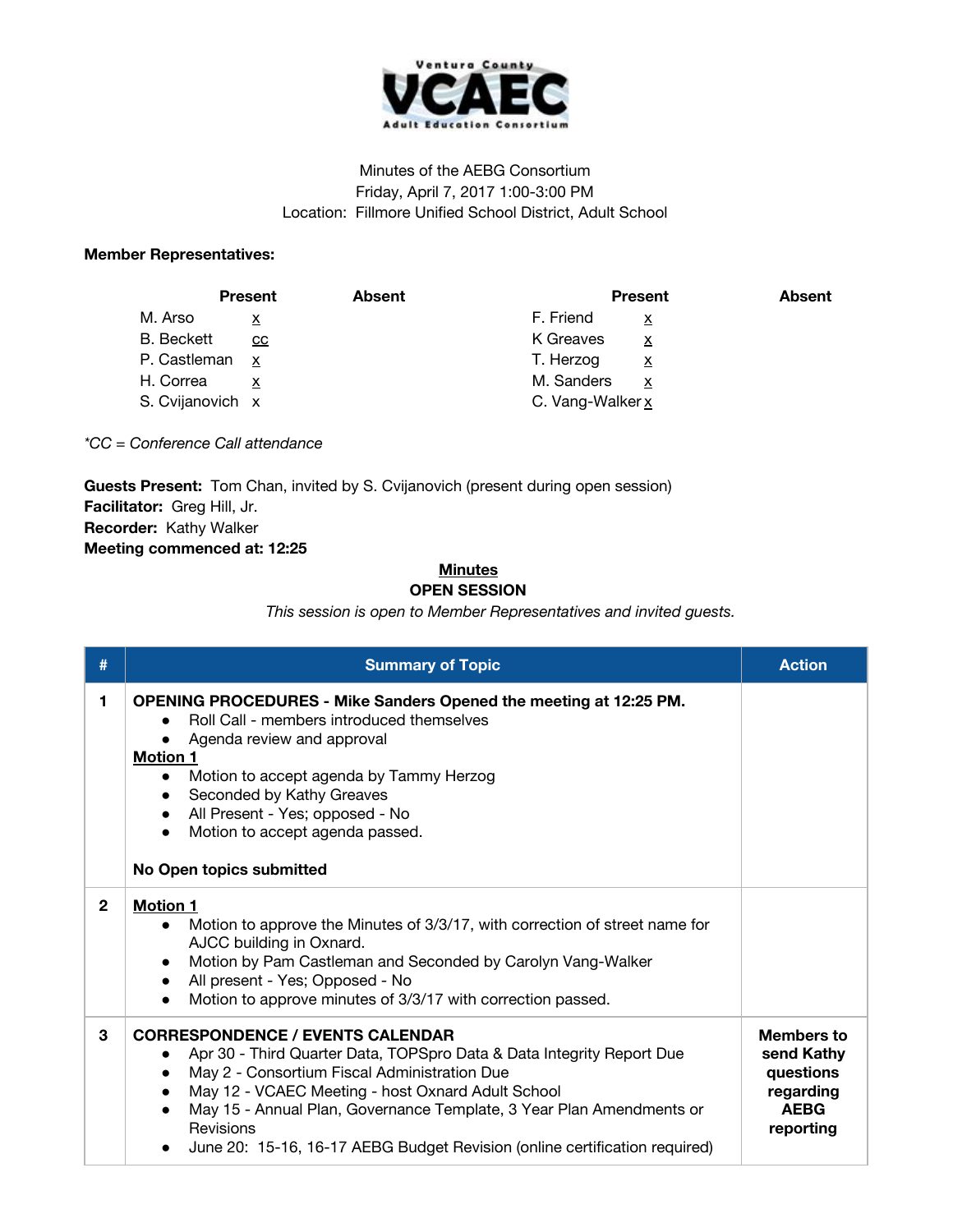Ventura County VCAEC Adult Education Consortium

Minutes of the AEBG Consortium
Friday, April 7, 2017 1:00-3:00 PM
Location: Fillmore Unified School District, Adult School

**Member Representatives:**

| | Present | Absent | | Present | Absent |
|---|---|---|---|---|---|
| M. Arso | x | | F. Friend | x | |
| B. Beckett | cc | | K Greaves | x | |
| P. Castleman | x | | T. Herzog | x | |
| H. Correa | x | | M. Sanders | x | |
| S. Cvijanovich | x | | C. Vang-Walker | x | |

*\*CC = Conference Call attendance*

**Guests Present:** Tom Chan, invited by S. Cvijanovich (present during open session)
**Facilitator:** Greg Hill, Jr.
**Recorder:** Kathy Walker
**Meeting commenced at: 12:25**

## Minutes

### OPEN SESSION

*This session is open to Member Representatives and invited guests.*

| # | Summary of Topic | Action |
|---|---|---|
| 1 | **OPENING PROCEDURES - Mike Sanders Opened the meeting at 12:25 PM.**<br>● Roll Call - members introduced themselves<br>● Agenda review and approval<br>**Motion 1**<br>● Motion to accept agenda by Tammy Herzog<br>● Seconded by Kathy Greaves<br>● All Present - Yes; opposed - No<br>● Motion to accept agenda passed.<br><br>**No Open topics submitted** | |
| 2 | **Motion 1**<br>● Motion to approve the Minutes of 3/3/17, with correction of street name for AJCC building in Oxnard.<br>● Motion by Pam Castleman and Seconded by Carolyn Vang-Walker<br>● All present - Yes; Opposed - No<br>● Motion to approve minutes of 3/3/17 with correction passed. | |
| 3 | **CORRESPONDENCE / EVENTS CALENDAR**<br>● Apr 30 - Third Quarter Data, TOPSpro Data & Data Integrity Report Due<br>● May 2 - Consortium Fiscal Administration Due<br>● May 12 - VCAEC Meeting - host Oxnard Adult School<br>● May 15 - Annual Plan, Governance Template, 3 Year Plan Amendments or Revisions<br>● June 20: 15-16, 16-17 AEBG Budget Revision (online certification required) | **Members to send Kathy questions regarding AEBG reporting** |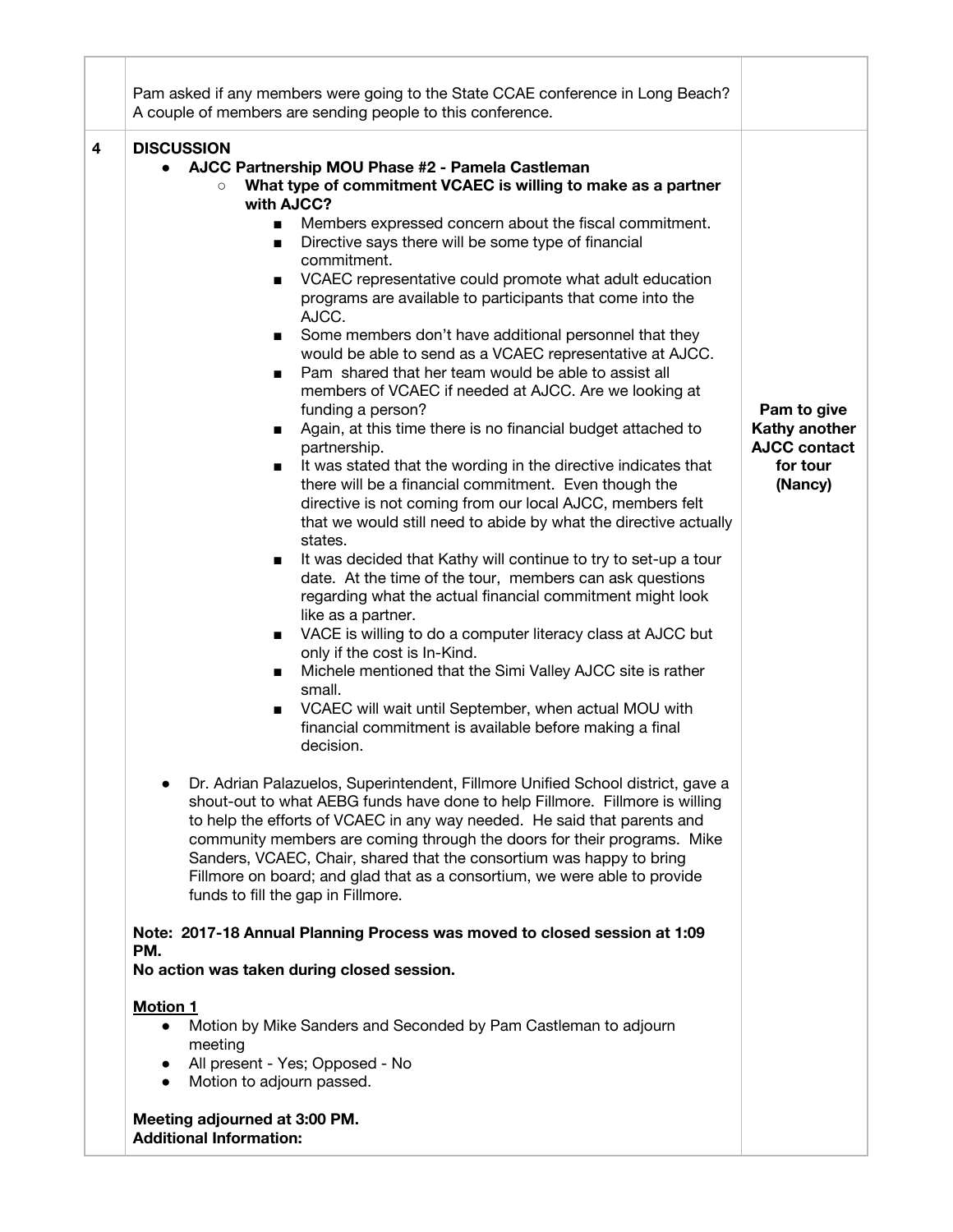| | | |
|---|---|---|
| | Pam asked if any members were going to the State CCAE conference in Long Beach? A couple of members are sending people to this conference. | |
| **4** | **DISCUSSION**<br>• **AJCC Partnership MOU Phase #2 - Pamela Castleman**<br>&nbsp;&nbsp;○ **What type of commitment VCAEC is willing to make as a partner with AJCC?**<br>&nbsp;&nbsp;&nbsp;&nbsp;▪ Members expressed concern about the fiscal commitment.<br>&nbsp;&nbsp;&nbsp;&nbsp;▪ Directive says there will be some type of financial commitment.<br>&nbsp;&nbsp;&nbsp;&nbsp;▪ VCAEC representative could promote what adult education programs are available to participants that come into the AJCC.<br>&nbsp;&nbsp;&nbsp;&nbsp;▪ Some members don't have additional personnel that they would be able to send as a VCAEC representative at AJCC.<br>&nbsp;&nbsp;&nbsp;&nbsp;▪ Pam shared that her team would be able to assist all members of VCAEC if needed at AJCC. Are we looking at funding a person?<br>&nbsp;&nbsp;&nbsp;&nbsp;▪ Again, at this time there is no financial budget attached to partnership.<br>&nbsp;&nbsp;&nbsp;&nbsp;▪ It was stated that the wording in the directive indicates that there will be a financial commitment. Even though the directive is not coming from our local AJCC, members felt that we would still need to abide by what the directive actually states.<br>&nbsp;&nbsp;&nbsp;&nbsp;▪ It was decided that Kathy will continue to try to set-up a tour date. At the time of the tour, members can ask questions regarding what the actual financial commitment might look like as a partner.<br>&nbsp;&nbsp;&nbsp;&nbsp;▪ VACE is willing to do a computer literacy class at AJCC but only if the cost is In-Kind.<br>&nbsp;&nbsp;&nbsp;&nbsp;▪ Michele mentioned that the Simi Valley AJCC site is rather small.<br>&nbsp;&nbsp;&nbsp;&nbsp;▪ VCAEC will wait until September, when actual MOU with financial commitment is available before making a final decision.<br><br>• Dr. Adrian Palazuelos, Superintendent, Fillmore Unified School district, gave a shout-out to what AEBG funds have done to help Fillmore. Fillmore is willing to help the efforts of VCAEC in any way needed. He said that parents and community members are coming through the doors for their programs. Mike Sanders, VCAEC, Chair, shared that the consortium was happy to bring Fillmore on board; and glad that as a consortium, we were able to provide funds to fill the gap in Fillmore.<br><br>**Note: 2017-18 Annual Planning Process was moved to closed session at 1:09 PM.**<br>**No action was taken during closed session.**<br><br>**<u>Motion 1</u>**<br>• Motion by Mike Sanders and Seconded by Pam Castleman to adjourn meeting<br>• All present - Yes; Opposed - No<br>• Motion to adjourn passed.<br><br>**Meeting adjourned at 3:00 PM.**<br>**Additional Information:** | **Pam to give Kathy another AJCC contact for tour (Nancy)** |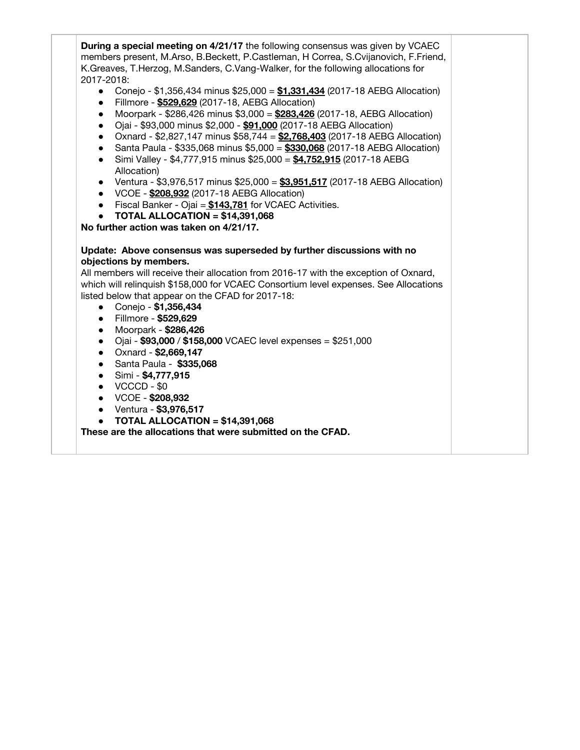**During a special meeting on 4/21/17** the following consensus was given by VCAEC members present, M.Arso, B.Beckett, P.Castleman, H Correa, S.Cvijanovich, F.Friend, K.Greaves, T.Herzog, M.Sanders, C.Vang-Walker, for the following allocations for 2017-2018:

- Conejo - $1,356,434 minus $25,000 = **$1,331,434** (2017-18 AEBG Allocation)
- Fillmore - **$529,629** (2017-18, AEBG Allocation)
- Moorpark - $286,426 minus $3,000 = **$283,426** (2017-18, AEBG Allocation)
- Ojai - $93,000 minus $2,000 - **$91,000** (2017-18 AEBG Allocation)
- Oxnard - $2,827,147 minus $58,744 = **$2,768,403** (2017-18 AEBG Allocation)
- Santa Paula - $335,068 minus $5,000 = **$330,068** (2017-18 AEBG Allocation)
- Simi Valley - $4,777,915 minus $25,000 = **$4,752,915** (2017-18 AEBG Allocation)
- Ventura - $3,976,517 minus $25,000 = **$3,951,517** (2017-18 AEBG Allocation)
- VCOE - **$208,932** (2017-18 AEBG Allocation)
- Fiscal Banker - Ojai = **$143,781** for VCAEC Activities.
- **TOTAL ALLOCATION = $14,391,068**

**No further action was taken on 4/21/17.**

**Update: Above consensus was superseded by further discussions with no objections by members.**

All members will receive their allocation from 2016-17 with the exception of Oxnard, which will relinquish $158,000 for VCAEC Consortium level expenses. See Allocations listed below that appear on the CFAD for 2017-18:

- Conejo - **$1,356,434**
- Fillmore - **$529,629**
- Moorpark - **$286,426**
- Ojai - **$93,000** / **$158,000** VCAEC level expenses = $251,000
- Oxnard - **$2,669,147**
- Santa Paula - **$335,068**
- Simi - **$4,777,915**
- VCCCD - $0
- VCOE - **$208,932**
- Ventura - **$3,976,517**
- **TOTAL ALLOCATION = $14,391,068**

**These are the allocations that were submitted on the CFAD.**